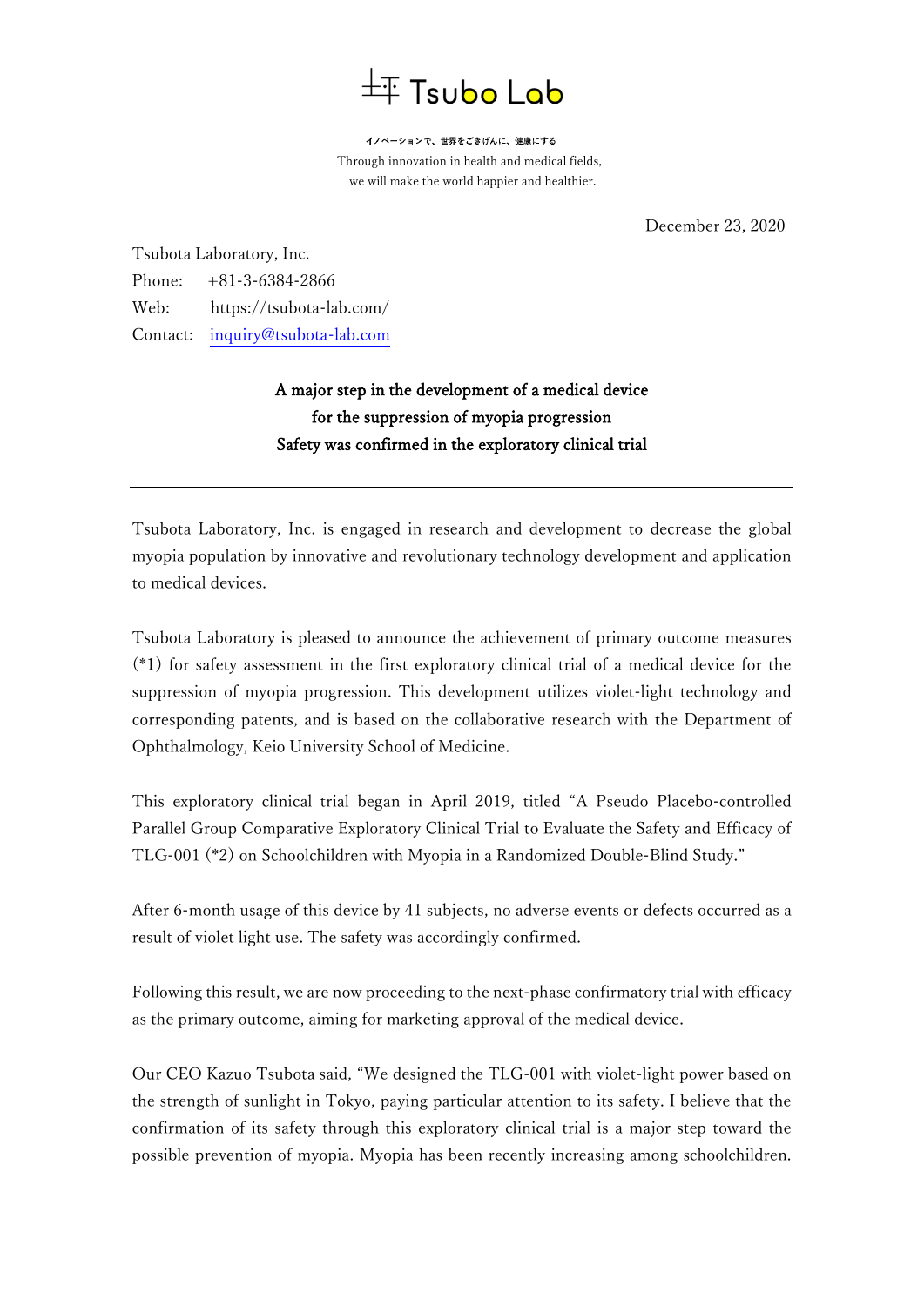坪 Tsubo Lab

イノベーションで、世界をごきげんに、健康にする

Through innovation in health and medical fields,
we will make the world happier and healthier.

December 23, 2020

Tsubota Laboratory, Inc.
Phone: +81-3-6384-2866
Web: https://tsubota-lab.com/
Contact: inquiry@tsubota-lab.com

## A major step in the development of a medical device for the suppression of myopia progression Safety was confirmed in the exploratory clinical trial

---

Tsubota Laboratory, Inc. is engaged in research and development to decrease the global myopia population by innovative and revolutionary technology development and application to medical devices.

Tsubota Laboratory is pleased to announce the achievement of primary outcome measures (*1) for safety assessment in the first exploratory clinical trial of a medical device for the suppression of myopia progression. This development utilizes violet-light technology and corresponding patents, and is based on the collaborative research with the Department of Ophthalmology, Keio University School of Medicine.

This exploratory clinical trial began in April 2019, titled "A Pseudo Placebo-controlled Parallel Group Comparative Exploratory Clinical Trial to Evaluate the Safety and Efficacy of TLG-001 (*2) on Schoolchildren with Myopia in a Randomized Double-Blind Study."

After 6-month usage of this device by 41 subjects, no adverse events or defects occurred as a result of violet light use. The safety was accordingly confirmed.

Following this result, we are now proceeding to the next-phase confirmatory trial with efficacy as the primary outcome, aiming for marketing approval of the medical device.

Our CEO Kazuo Tsubota said, "We designed the TLG-001 with violet-light power based on the strength of sunlight in Tokyo, paying particular attention to its safety. I believe that the confirmation of its safety through this exploratory clinical trial is a major step toward the possible prevention of myopia. Myopia has been recently increasing among schoolchildren.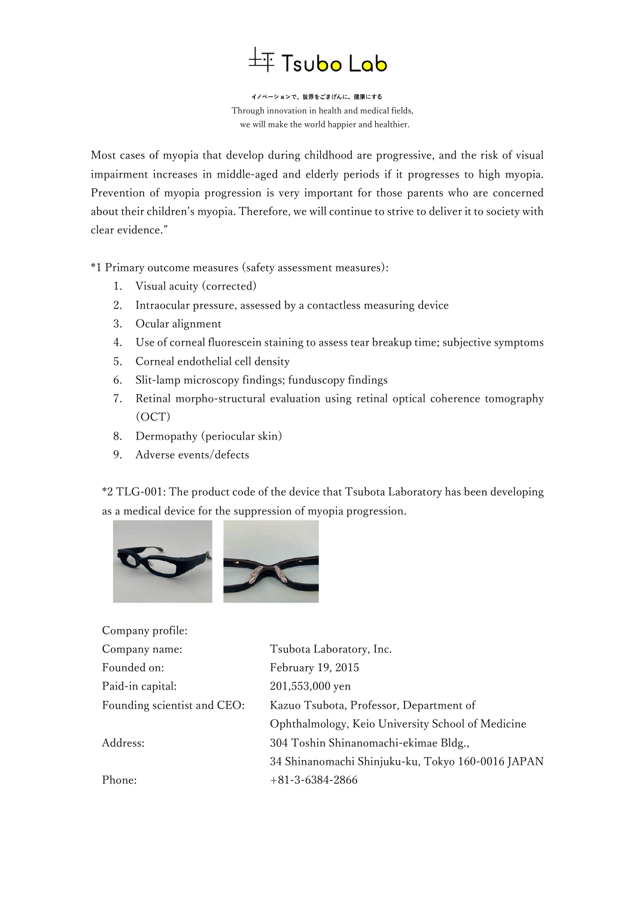Most cases of myopia that develop during childhood are progressive, and the risk of visual impairment increases in middle-aged and elderly periods if it progresses to high myopia. Prevention of myopia progression is very important for those parents who are concerned about their children's myopia. Therefore, we will continue to strive to deliver it to society with clear evidence."

*1 Primary outcome measures (safety assessment measures):

1. Visual acuity (corrected)
2. Intraocular pressure, assessed by a contactless measuring device
3. Ocular alignment
4. Use of corneal fluorescein staining to assess tear breakup time; subjective symptoms
5. Corneal endothelial cell density
6. Slit-lamp microscopy findings; funduscopy findings
7. Retinal morpho-structural evaluation using retinal optical coherence tomography (OCT)
8. Dermopathy (periocular skin)
9. Adverse events/defects

*2 TLG-001: The product code of the device that Tsubota Laboratory has been developing as a medical device for the suppression of myopia progression.

Company profile:

| | |
|---|---|
| Company name: | Tsubota Laboratory, Inc. |
| Founded on: | February 19, 2015 |
| Paid-in capital: | 201,553,000 yen |
| Founding scientist and CEO: | Kazuo Tsubota, Professor, Department of Ophthalmology, Keio University School of Medicine |
| Address: | 304 Toshin Shinanomachi-ekimae Bldg., 34 Shinanomachi Shinjuku-ku, Tokyo 160-0016 JAPAN |
| Phone: | +81-3-6384-2866 |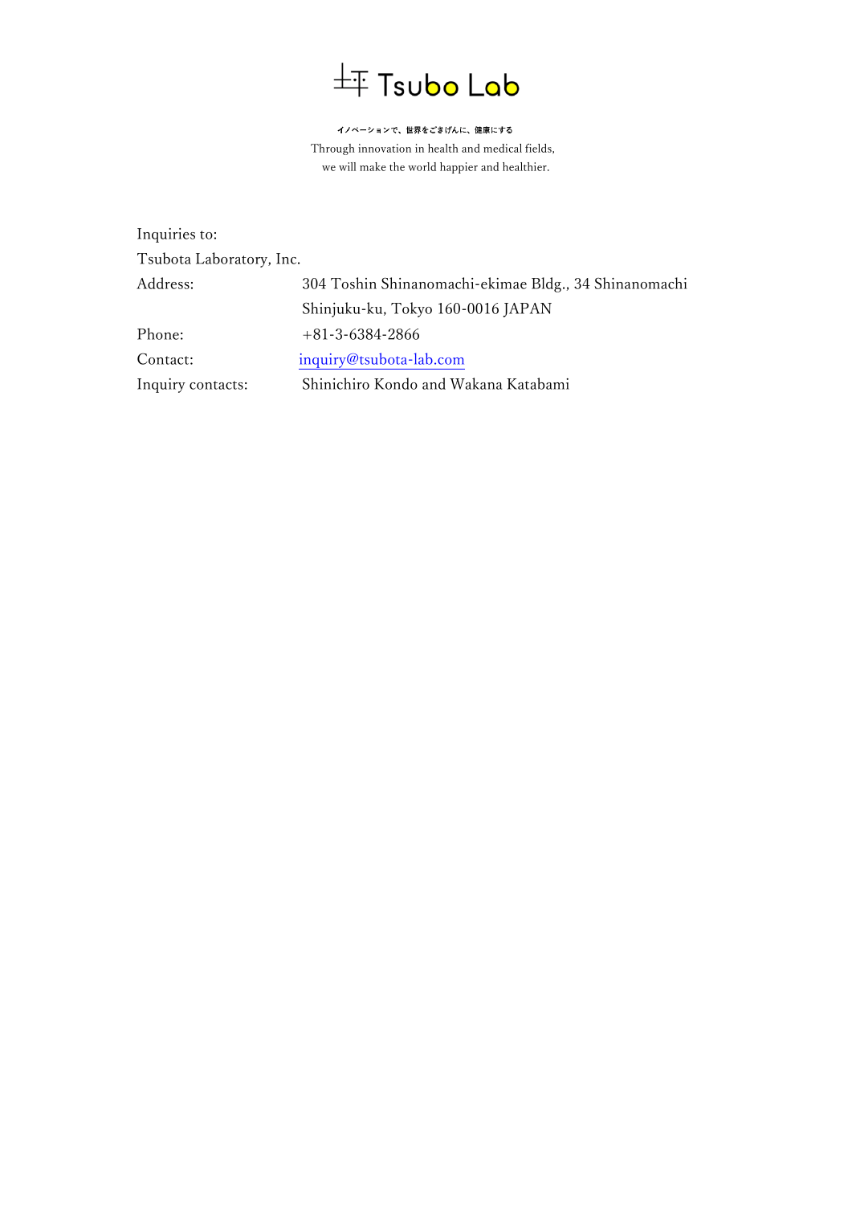# Tsubo Lab

イノベーションで、世界をごきげんに、健康にする

Through innovation in health and medical fields,
we will make the world happier and healthier.

Inquiries to:

Tsubota Laboratory, Inc.

| | |
|---|---|
| Address: | 304 Toshin Shinanomachi-ekimae Bldg., 34 Shinanomachi Shinjuku-ku, Tokyo 160-0016 JAPAN |
| Phone: | +81-3-6384-2866 |
| Contact: | inquiry@tsubota-lab.com |
| Inquiry contacts: | Shinichiro Kondo and Wakana Katabami |